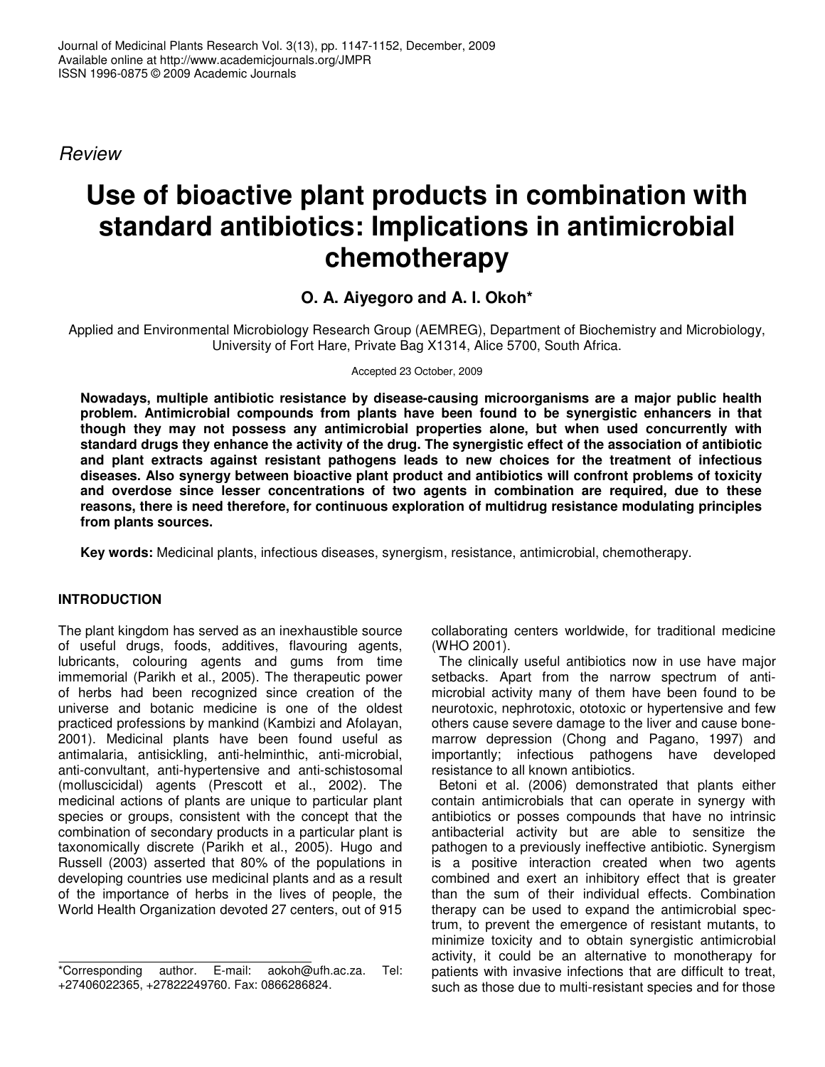*Review*

# Use of bioactive plant products in combination with standard antibiotics: Implications in antimicrobial chemotherapy

**O. A. Aiyegoro and A. I. Okoh***

Applied and Environmental Microbiology Research Group (AEMREG), Department of Biochemistry and Microbiology, University of Fort Hare, Private Bag X1314, Alice 5700, South Africa.

Accepted 23 October, 2009

**Nowadays, multiple antibiotic resistance by disease-causing microorganisms are a major public health problem. Antimicrobial compounds from plants have been found to be synergistic enhancers in that though they may not possess any antimicrobial properties alone, but when used concurrently with standard drugs they enhance the activity of the drug. The synergistic effect of the association of antibiotic and plant extracts against resistant pathogens leads to new choices for the treatment of infectious diseases. Also synergy between bioactive plant product and antibiotics will confront problems of toxicity and overdose since lesser concentrations of two agents in combination are required, due to these reasons, there is need therefore, for continuous exploration of multidrug resistance modulating principles from plants sources.**

**Key words:** Medicinal plants, infectious diseases, synergism, resistance, antimicrobial, chemotherapy.

## INTRODUCTION

The plant kingdom has served as an inexhaustible source of useful drugs, foods, additives, flavouring agents, lubricants, colouring agents and gums from time immemorial (Parikh et al., 2005). The therapeutic power of herbs had been recognized since creation of the universe and botanic medicine is one of the oldest practiced professions by mankind (Kambizi and Afolayan, 2001). Medicinal plants have been found useful as antimalaria, antisickling, anti-helminthic, anti-microbial, anti-convultant, anti-hypertensive and anti-schistosomal (molluscicidal) agents (Prescott et al., 2002). The medicinal actions of plants are unique to particular plant species or groups, consistent with the concept that the combination of secondary products in a particular plant is taxonomically discrete (Parikh et al., 2005). Hugo and Russell (2003) asserted that 80% of the populations in developing countries use medicinal plants and as a result of the importance of herbs in the lives of people, the World Health Organization devoted 27 centers, out of 915 collaborating centers worldwide, for traditional medicine (WHO 2001).

The clinically useful antibiotics now in use have major setbacks. Apart from the narrow spectrum of antimicrobial activity many of them have been found to be neurotoxic, nephrotoxic, ototoxic or hypertensive and few others cause severe damage to the liver and cause bone-marrow depression (Chong and Pagano, 1997) and importantly; infectious pathogens have developed resistance to all known antibiotics.

Betoni et al. (2006) demonstrated that plants either contain antimicrobials that can operate in synergy with antibiotics or posses compounds that have no intrinsic antibacterial activity but are able to sensitize the pathogen to a previously ineffective antibiotic. Synergism is a positive interaction created when two agents combined and exert an inhibitory effect that is greater than the sum of their individual effects. Combination therapy can be used to expand the antimicrobial spectrum, to prevent the emergence of resistant mutants, to minimize toxicity and to obtain synergistic antimicrobial activity, it could be an alternative to monotherapy for patients with invasive infections that are difficult to treat, such as those due to multi-resistant species and for those

*Corresponding author. E-mail: aokoh@ufh.ac.za. Tel: +27406022365, +27822249760. Fax: 0866286824.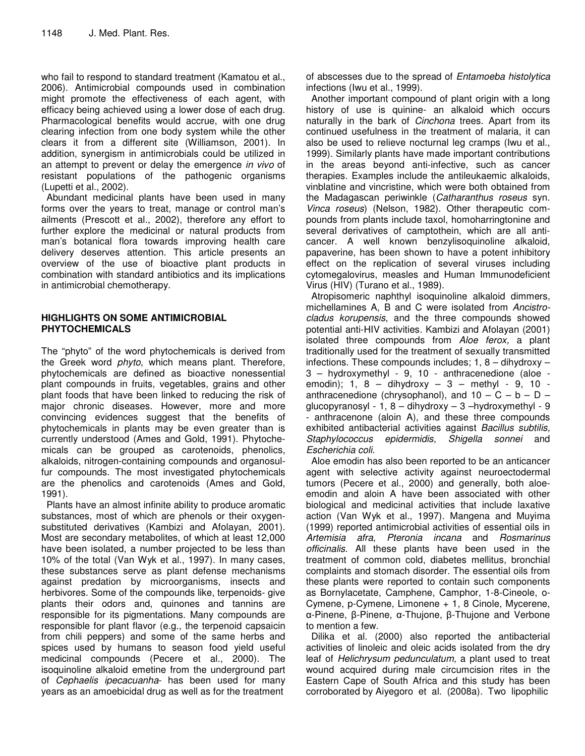who fail to respond to standard treatment (Kamatou et al., 2006). Antimicrobial compounds used in combination might promote the effectiveness of each agent, with efficacy being achieved using a lower dose of each drug. Pharmacological benefits would accrue, with one drug clearing infection from one body system while the other clears it from a different site (Williamson, 2001). In addition, synergism in antimicrobials could be utilized in an attempt to prevent or delay the emergence *in vivo* of resistant populations of the pathogenic organisms (Lupetti et al., 2002).

Abundant medicinal plants have been used in many forms over the years to treat, manage or control man's ailments (Prescott et al., 2002), therefore any effort to further explore the medicinal or natural products from man's botanical flora towards improving health care delivery deserves attention. This article presents an overview of the use of bioactive plant products in combination with standard antibiotics and its implications in antimicrobial chemotherapy.

## HIGHLIGHTS ON SOME ANTIMICROBIAL PHYTOCHEMICALS

The "phyto" of the word phytochemicals is derived from the Greek word *phyto*, which means plant. Therefore, phytochemicals are defined as bioactive nonessential plant compounds in fruits, vegetables, grains and other plant foods that have been linked to reducing the risk of major chronic diseases. However, more and more convincing evidences suggest that the benefits of phytochemicals in plants may be even greater than is currently understood (Ames and Gold, 1991). Phytochemicals can be grouped as carotenoids, phenolics, alkaloids, nitrogen-containing compounds and organosulfur compounds. The most investigated phytochemicals are the phenolics and carotenoids (Ames and Gold, 1991).

Plants have an almost infinite ability to produce aromatic substances, most of which are phenols or their oxygen-substituted derivatives (Kambizi and Afolayan, 2001). Most are secondary metabolites, of which at least 12,000 have been isolated, a number projected to be less than 10% of the total (Van Wyk et al., 1997). In many cases, these substances serve as plant defense mechanisms against predation by microorganisms, insects and herbivores. Some of the compounds like, terpenoids- give plants their odors and, quinones and tannins are responsible for its pigmentations. Many compounds are responsible for plant flavor (e.g., the terpenoid capsaicin from chili peppers) and some of the same herbs and spices used by humans to season food yield useful medicinal compounds (Pecere et al., 2000). The isoquinoline alkaloid emetine from the underground part of *Cephaelis ipecacuanha*- has been used for many years as an amoebicidal drug as well as for the treatment of abscesses due to the spread of *Entamoeba histolytica* infections (Iwu et al., 1999).

Another important compound of plant origin with a long history of use is quinine- an alkaloid which occurs naturally in the bark of *Cinchona* trees. Apart from its continued usefulness in the treatment of malaria, it can also be used to relieve nocturnal leg cramps (Iwu et al., 1999). Similarly plants have made important contributions in the areas beyond anti-infective, such as cancer therapies. Examples include the antileukaemic alkaloids, vinblatine and vincristine, which were both obtained from the Madagascan periwinkle (*Catharanthus roseus* syn. *Vinca roseus*) (Nelson, 1982). Other therapeutic compounds from plants include taxol, homoharringtonine and several derivatives of camptothein, which are all anti-cancer. A well known benzylisoquinoline alkaloid, papaverine, has been shown to have a potent inhibitory effect on the replication of several viruses including cytomegalovirus, measles and Human Immunodeficient Virus (HIV) (Turano et al., 1989).

Atropisomeric naphthyl isoquinoline alkaloid dimmers, michellamines A, B and C were isolated from *Ancistrocladus korupensis*, and the three compounds showed potential anti-HIV activities. Kambizi and Afolayan (2001) isolated three compounds from *Aloe ferox,* a plant traditionally used for the treatment of sexually transmitted infections. These compounds includes; 1, 8 – dihydroxy – 3 – hydroxymethyl - 9, 10 - anthracenedione (aloe - emodin); 1, 8 – dihydroxy – 3 – methyl - 9, 10 - anthracenedione (chrysophanol), and 10 – C – b – D – glucopyranosyl - 1, 8 – dihydroxy – 3 –hydroxymethyl - 9 - anthracenone (aloin A), and these three compounds exhibited antibacterial activities against *Bacillus subtilis, Staphylococcus epidermidis, Shigella sonnei* and *Escherichia coli.*

Aloe emodin has also been reported to be an anticancer agent with selective activity against neuroectodermal tumors (Pecere et al., 2000) and generally, both aloe-emodin and aloin A have been associated with other biological and medicinal activities that include laxative action (Van Wyk et al., 1997). Mangena and Muyima (1999) reported antimicrobial activities of essential oils in *Artemisia afra, Pteronia incana* and *Rosmarinus officinalis*. All these plants have been used in the treatment of common cold, diabetes mellitus, bronchial complaints and stomach disorder. The essential oils from these plants were reported to contain such components as Bornylacetate, Camphene, Camphor, 1-8-Cineole, o-Cymene, p-Cymene, Limonene + 1, 8 Cinole, Mycerene, α-Pinene, β-Pinene, α-Thujone, β-Thujone and Verbone to mention a few.

Dilika et al. (2000) also reported the antibacterial activities of linoleic and oleic acids isolated from the dry leaf of *Helichrysum pedunculatum,* a plant used to treat wound acquired during male circumcision rites in the Eastern Cape of South Africa and this study has been corroborated by Aiyegoro et al. (2008a). Two lipophilic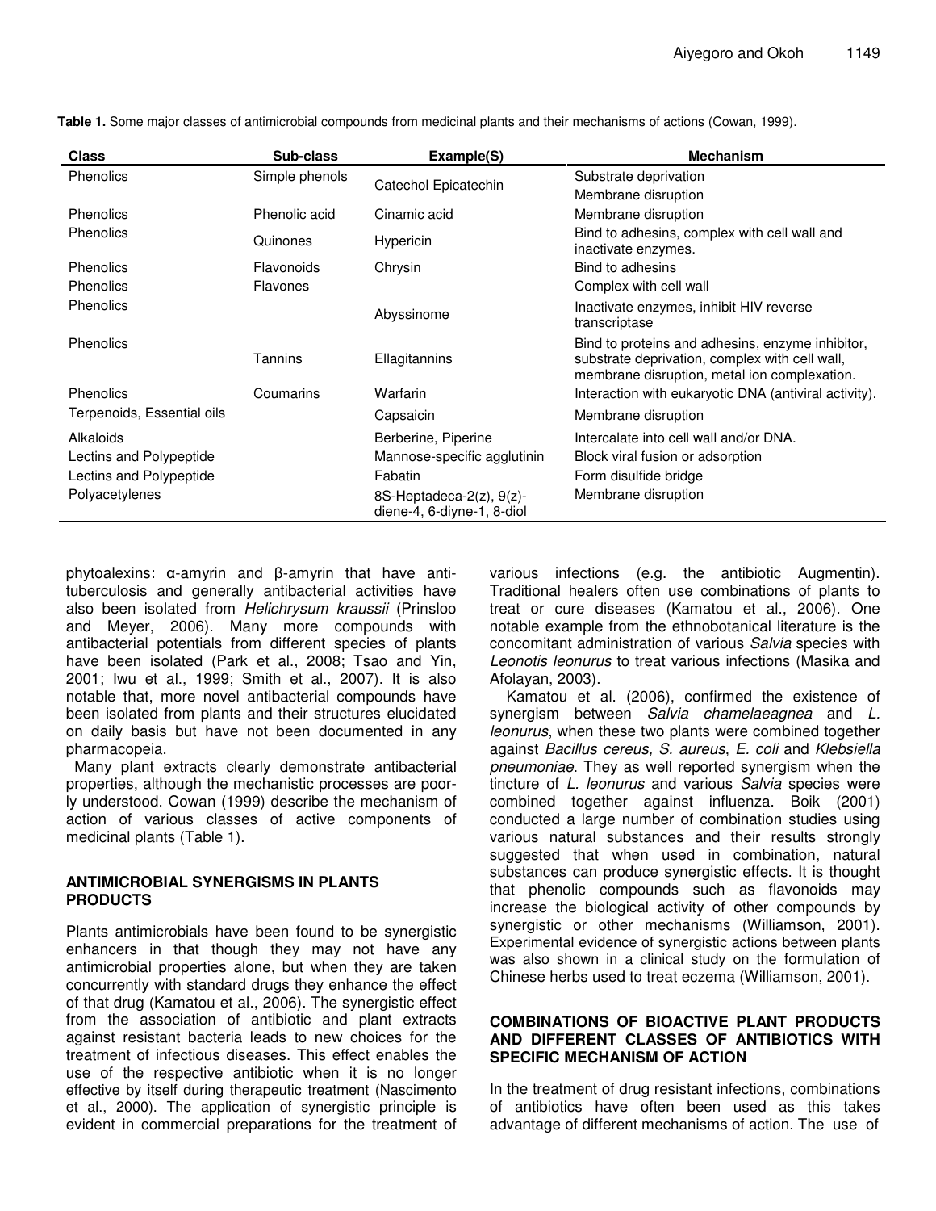**Table 1.** Some major classes of antimicrobial compounds from medicinal plants and their mechanisms of actions (Cowan, 1999).

| Class | Sub-class | Example(S) | Mechanism |
|---|---|---|---|
| Phenolics | Simple phenols | Catechol Epicatechin | Substrate deprivation<br>Membrane disruption |
| Phenolics | Phenolic acid | Cinamic acid | Membrane disruption |
| Phenolics | Quinones | Hypericin | Bind to adhesins, complex with cell wall and inactivate enzymes. |
| Phenolics | Flavonoids | Chrysin | Bind to adhesins |
| Phenolics | Flavones | | Complex with cell wall |
| Phenolics | | Abyssinome | Inactivate enzymes, inhibit HIV reverse transcriptase |
| Phenolics | Tannins | Ellagitannins | Bind to proteins and adhesins, enzyme inhibitor, substrate deprivation, complex with cell wall, membrane disruption, metal ion complexation. |
| Phenolics | Coumarins | Warfarin | Interaction with eukaryotic DNA (antiviral activity). |
| Terpenoids, Essential oils | | Capsaicin | Membrane disruption |
| Alkaloids | | Berberine, Piperine | Intercalate into cell wall and/or DNA. |
| Lectins and Polypeptide | | Mannose-specific agglutinin | Block viral fusion or adsorption |
| Lectins and Polypeptide | | Fabatin | Form disulfide bridge |
| Polyacetylenes | | 8S-Heptadeca-2(z), 9(z)-diene-4, 6-diyne-1, 8-diol | Membrane disruption |

phytoalexins: α-amyrin and β-amyrin that have anti-tuberculosis and generally antibacterial activities have also been isolated from *Helichrysum kraussii* (Prinsloo and Meyer, 2006). Many more compounds with antibacterial potentials from different species of plants have been isolated (Park et al., 2008; Tsao and Yin, 2001; Iwu et al., 1999; Smith et al., 2007). It is also notable that, more novel antibacterial compounds have been isolated from plants and their structures elucidated on daily basis but have not been documented in any pharmacopeia.

Many plant extracts clearly demonstrate antibacterial properties, although the mechanistic processes are poorly understood. Cowan (1999) describe the mechanism of action of various classes of active components of medicinal plants (Table 1).

## ANTIMICROBIAL SYNERGISMS IN PLANTS PRODUCTS

Plants antimicrobials have been found to be synergistic enhancers in that though they may not have any antimicrobial properties alone, but when they are taken concurrently with standard drugs they enhance the effect of that drug (Kamatou et al., 2006). The synergistic effect from the association of antibiotic and plant extracts against resistant bacteria leads to new choices for the treatment of infectious diseases. This effect enables the use of the respective antibiotic when it is no longer effective by itself during therapeutic treatment (Nascimento et al., 2000). The application of synergistic principle is evident in commercial preparations for the treatment of various infections (e.g. the antibiotic Augmentin). Traditional healers often use combinations of plants to treat or cure diseases (Kamatou et al., 2006). One notable example from the ethnobotanical literature is the concomitant administration of various *Salvia* species with *Leonotis leonurus* to treat various infections (Masika and Afolayan, 2003).

Kamatou et al. (2006), confirmed the existence of synergism between *Salvia chamelaeagnea* and *L. leonurus*, when these two plants were combined together against *Bacillus cereus, S. aureus*, *E. coli* and *Klebsiella pneumoniae*. They as well reported synergism when the tincture of *L. leonurus* and various *Salvia* species were combined together against influenza. Boik (2001) conducted a large number of combination studies using various natural substances and their results strongly suggested that when used in combination, natural substances can produce synergistic effects. It is thought that phenolic compounds such as flavonoids may increase the biological activity of other compounds by synergistic or other mechanisms (Williamson, 2001). Experimental evidence of synergistic actions between plants was also shown in a clinical study on the formulation of Chinese herbs used to treat eczema (Williamson, 2001).

## COMBINATIONS OF BIOACTIVE PLANT PRODUCTS AND DIFFERENT CLASSES OF ANTIBIOTICS WITH SPECIFIC MECHANISM OF ACTION

In the treatment of drug resistant infections, combinations of antibiotics have often been used as this takes advantage of different mechanisms of action. The use of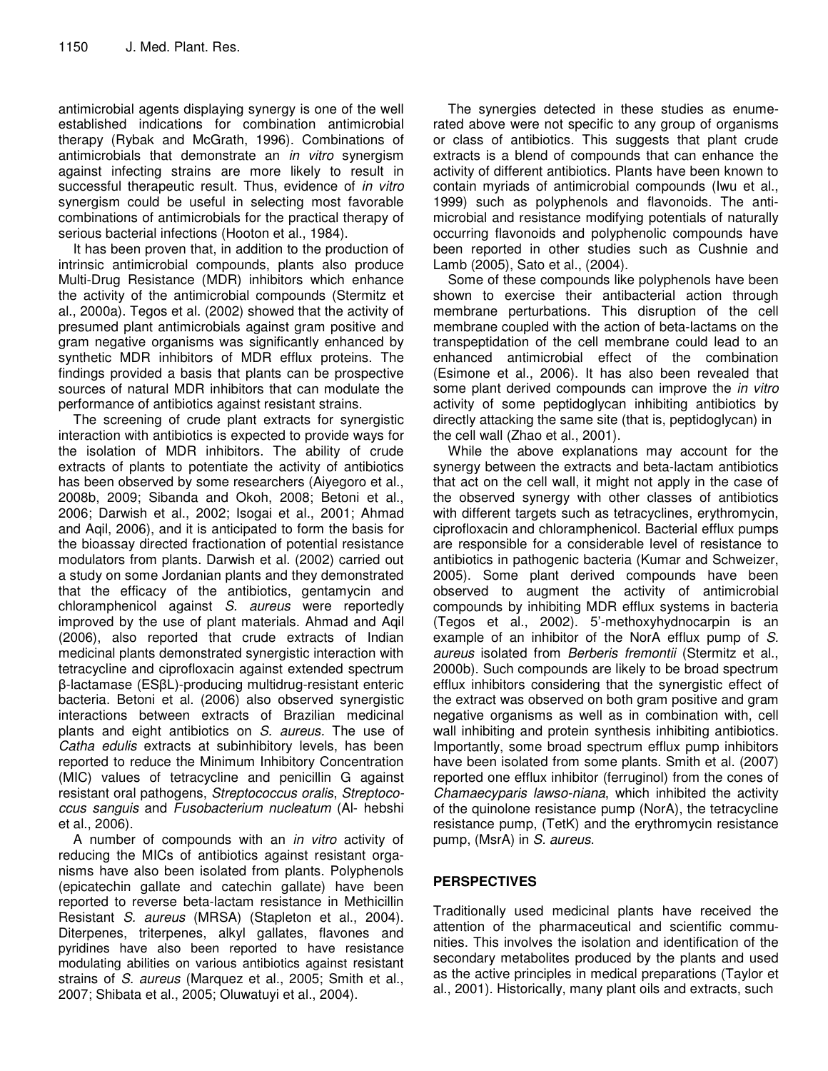antimicrobial agents displaying synergy is one of the well established indications for combination antimicrobial therapy (Rybak and McGrath, 1996). Combinations of antimicrobials that demonstrate an *in vitro* synergism against infecting strains are more likely to result in successful therapeutic result. Thus, evidence of *in vitro* synergism could be useful in selecting most favorable combinations of antimicrobials for the practical therapy of serious bacterial infections (Hooton et al., 1984).

It has been proven that, in addition to the production of intrinsic antimicrobial compounds, plants also produce Multi-Drug Resistance (MDR) inhibitors which enhance the activity of the antimicrobial compounds (Stermitz et al., 2000a). Tegos et al. (2002) showed that the activity of presumed plant antimicrobials against gram positive and gram negative organisms was significantly enhanced by synthetic MDR inhibitors of MDR efflux proteins. The findings provided a basis that plants can be prospective sources of natural MDR inhibitors that can modulate the performance of antibiotics against resistant strains.

The screening of crude plant extracts for synergistic interaction with antibiotics is expected to provide ways for the isolation of MDR inhibitors. The ability of crude extracts of plants to potentiate the activity of antibiotics has been observed by some researchers (Aiyegoro et al., 2008b, 2009; Sibanda and Okoh, 2008; Betoni et al., 2006; Darwish et al., 2002; Isogai et al., 2001; Ahmad and Aqil, 2006), and it is anticipated to form the basis for the bioassay directed fractionation of potential resistance modulators from plants. Darwish et al. (2002) carried out a study on some Jordanian plants and they demonstrated that the efficacy of the antibiotics, gentamycin and chloramphenicol against *S. aureus* were reportedly improved by the use of plant materials. Ahmad and Aqil (2006), also reported that crude extracts of Indian medicinal plants demonstrated synergistic interaction with tetracycline and ciprofloxacin against extended spectrum β-lactamase (ESβL)-producing multidrug-resistant enteric bacteria. Betoni et al. (2006) also observed synergistic interactions between extracts of Brazilian medicinal plants and eight antibiotics on *S. aureus*. The use of *Catha edulis* extracts at subinhibitory levels, has been reported to reduce the Minimum Inhibitory Concentration (MIC) values of tetracycline and penicillin G against resistant oral pathogens, *Streptococcus oralis*, *Streptococcus sanguis* and *Fusobacterium nucleatum* (Al- hebshi et al., 2006).

A number of compounds with an *in vitro* activity of reducing the MICs of antibiotics against resistant organisms have also been isolated from plants. Polyphenols (epicatechin gallate and catechin gallate) have been reported to reverse beta-lactam resistance in Methicillin Resistant *S. aureus* (MRSA) (Stapleton et al., 2004). Diterpenes, triterpenes, alkyl gallates, flavones and pyridines have also been reported to have resistance modulating abilities on various antibiotics against resistant strains of *S. aureus* (Marquez et al., 2005; Smith et al., 2007; Shibata et al., 2005; Oluwatuyi et al., 2004).

The synergies detected in these studies as enumerated above were not specific to any group of organisms or class of antibiotics. This suggests that plant crude extracts is a blend of compounds that can enhance the activity of different antibiotics. Plants have been known to contain myriads of antimicrobial compounds (Iwu et al., 1999) such as polyphenols and flavonoids. The antimicrobial and resistance modifying potentials of naturally occurring flavonoids and polyphenolic compounds have been reported in other studies such as Cushnie and Lamb (2005), Sato et al., (2004).

Some of these compounds like polyphenols have been shown to exercise their antibacterial action through membrane perturbations. This disruption of the cell membrane coupled with the action of beta-lactams on the transpeptidation of the cell membrane could lead to an enhanced antimicrobial effect of the combination (Esimone et al., 2006). It has also been revealed that some plant derived compounds can improve the *in vitro* activity of some peptidoglycan inhibiting antibiotics by directly attacking the same site (that is, peptidoglycan) in the cell wall (Zhao et al., 2001).

While the above explanations may account for the synergy between the extracts and beta-lactam antibiotics that act on the cell wall, it might not apply in the case of the observed synergy with other classes of antibiotics with different targets such as tetracyclines, erythromycin, ciprofloxacin and chloramphenicol. Bacterial efflux pumps are responsible for a considerable level of resistance to antibiotics in pathogenic bacteria (Kumar and Schweizer, 2005). Some plant derived compounds have been observed to augment the activity of antimicrobial compounds by inhibiting MDR efflux systems in bacteria (Tegos et al., 2002). 5'-methoxyhydnocarpin is an example of an inhibitor of the NorA efflux pump of *S. aureus* isolated from *Berberis fremontii* (Stermitz et al., 2000b). Such compounds are likely to be broad spectrum efflux inhibitors considering that the synergistic effect of the extract was observed on both gram positive and gram negative organisms as well as in combination with, cell wall inhibiting and protein synthesis inhibiting antibiotics. Importantly, some broad spectrum efflux pump inhibitors have been isolated from some plants. Smith et al. (2007) reported one efflux inhibitor (ferruginol) from the cones of *Chamaecyparis lawso-niana*, which inhibited the activity of the quinolone resistance pump (NorA), the tetracycline resistance pump, (TetK) and the erythromycin resistance pump, (MsrA) in *S. aureus*.

## PERSPECTIVES

Traditionally used medicinal plants have received the attention of the pharmaceutical and scientific communities. This involves the isolation and identification of the secondary metabolites produced by the plants and used as the active principles in medical preparations (Taylor et al., 2001). Historically, many plant oils and extracts, such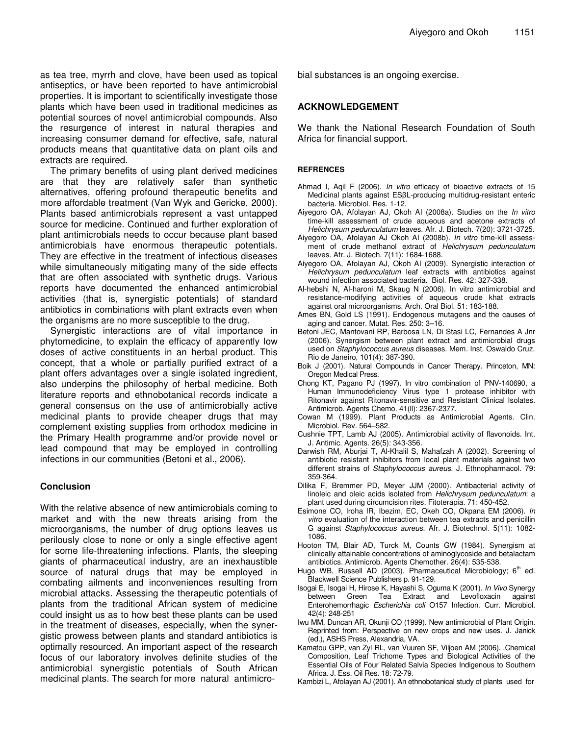as tea tree, myrrh and clove, have been used as topical antiseptics, or have been reported to have antimicrobial properties. It is important to scientifically investigate those plants which have been used in traditional medicines as potential sources of novel antimicrobial compounds. Also the resurgence of interest in natural therapies and increasing consumer demand for effective, safe, natural products means that quantitative data on plant oils and extracts are required.

The primary benefits of using plant derived medicines are that they are relatively safer than synthetic alternatives, offering profound therapeutic benefits and more affordable treatment (Van Wyk and Gericke, 2000). Plants based antimicrobials represent a vast untapped source for medicine. Continued and further exploration of plant antimicrobials needs to occur because plant based antimicrobials have enormous therapeutic potentials. They are effective in the treatment of infectious diseases while simultaneously mitigating many of the side effects that are often associated with synthetic drugs. Various reports have documented the enhanced antimicrobial activities (that is, synergistic potentials) of standard antibiotics in combinations with plant extracts even when the organisms are no more susceptible to the drug.

Synergistic interactions are of vital importance in phytomedicine, to explain the efficacy of apparently low doses of active constituents in an herbal product. This concept, that a whole or partially purified extract of a plant offers advantages over a single isolated ingredient, also underpins the philosophy of herbal medicine. Both literature reports and ethnobotanical records indicate a general consensus on the use of antimicrobially active medicinal plants to provide cheaper drugs that may complement existing supplies from orthodox medicine in the Primary Health programme and/or provide novel or lead compound that may be employed in controlling infections in our communities (Betoni et al., 2006).

## Conclusion

With the relative absence of new antimicrobials coming to market and with the new threats arising from the microorganisms, the number of drug options leaves us perilously close to none or only a single effective agent for some life-threatening infections. Plants, the sleeping giants of pharmaceutical industry, are an inexhaustible source of natural drugs that may be employed in combating ailments and inconveniences resulting from microbial attacks. Assessing the therapeutic potentials of plants from the traditional African system of medicine could insight us as to how best these plants can be used in the treatment of diseases, especially, when the synergistic prowess between plants and standard antibiotics is optimally resourced. An important aspect of the research focus of our laboratory involves definite studies of the antimicrobial synergistic potentials of South African medicinal plants. The search for more natural antimicrobial substances is an ongoing exercise.

## ACKNOWLEDGEMENT

We thank the National Research Foundation of South Africa for financial support.

## REFRENCES

Ahmad I, Aqil F (2006). *In vitro* efficacy of bioactive extracts of 15 Medicinal plants against ESβL-producing multidrug-resistant enteric bacteria. Microbiol. Res. 1-12.

Aiyegoro OA, Afolayan AJ, Okoh AI (2008a). Studies on the *In vitro* time-kill assessment of crude aqueous and acetone extracts of *Helichrysum pedunculatum* leaves. Afr. J. Biotech. 7(20): 3721-3725.

Aiyegoro OA, Afolayan AJ Okoh AI (2008b). *In vitro* time-kill assessment of crude methanol extract of *Helichrysum pedunculatum* leaves. Afr. J. Biotech. 7(11): 1684-1688.

Aiyegoro OA, Afolayan AJ, Okoh AI (2009). Synergistic interaction of *Helichrysum pedunculatum* leaf extracts with antibiotics against wound infection associated bacteria. Biol. Res. 42: 327-338.

Al-hebshi N, Al-haroni M, Skaug N (2006). In vitro antimicrobial and resistance-modifying activities of aqueous crude khat extracts against oral microorganisms. Arch. Oral Biol. 51: 183-188.

Ames BN, Gold LS (1991). Endogenous mutagens and the causes of aging and cancer. Mutat. Res. 250: 3–16.

Betoni JEC, Mantovani RP, Barbosa LN, Di Stasi LC, Fernandes A Jnr (2006). Synergism between plant extract and antimicrobial drugs used on *Staphylococcus aureus* diseases. Mem. Inst. Oswaldo Cruz. Rio de Janeiro, 101(4): 387-390.

Boik J (2001). Natural Compounds in Cancer Therapy. Princeton, MN: Oregon Medical Press.

Chong KT, Pagano PJ (1997). In vitro combination of PNV-140690, a Human Immunodeficiency Virus type 1 protease inhibitor with Ritonavir against Ritonavir-sensitive and Resistant Clinical Isolates. Antimicrob. Agents Chemo. 41(ll): 2367-2377.

Cowan M (1999). Plant Products as Antimicrobial Agents. Clin. Microbiol. Rev. 564–582.

Cushnie TPT, Lamb AJ (2005). Antimicrobial activity of flavonoids. Int. J. Antimic. Agents. 26(5): 343-356.

Darwish RM, Aburjai T, Al-Khalil S, Mahafzah A (2002). Screening of antibiotic resistant inhibitors from local plant materials against two different strains of *Staphylococcus aureus*. J. Ethnopharmacol. 79: 359-364.

Dilika F, Bremmer PD, Meyer JJM (2000). Antibacterial activity of linoleic and oleic acids isolated from *Helichrysum pedunculatum*: a plant used during circumcision rites. Fitoterapia. 71: 450-452.

Esimone CO, Iroha IR, Ibezim, EC, Okeh CO, Okpana EM (2006). *In vitro* evaluation of the interaction between tea extracts and penicillin G against *Staphylococcus aureus*. Afr. J. Biotechnol. 5(11): 1082-1086.

Hooton TM, Blair AD, Turck M, Counts GW (1984). Synergism at clinically attainable concentrations of aminoglycoside and betalactam antibiotics. Antimicrob. Agents Chemother. 26(4): 535-538.

Hugo WB, Russell AD (2003). Pharmaceutical Microbiology; 6th ed. Blackwell Science Publishers p. 91-129.

Isogai E, Isogai H, Hirose K, Hayashi S, Oguma K (2001). *In Vivo* Synergy between Green Tea Extract and Levofloxacin against Enterohemorrhagic *Escherichia coli* O157 Infection. Curr. Microbiol. 42(4): 248-251

Iwu MM, Duncan AR, Okunji CO (1999). New antimicrobial of Plant Origin. Reprinted from: Perspective on new crops and new uses. J. Janick (ed.), ASHS Press, Alexandria, VA.

Kamatou GPP, van Zyl RL, van Vuuren SF, Viljoen AM (2006). .Chemical Composition, Leaf Trichome Types and Biological Activities of the Essential Oils of Four Related Salvia Species Indigenous to Southern Africa. J. Ess. Oil Res. 18: 72-79.

Kambizi L, Afolayan AJ (2001). An ethnobotanical study of plants used for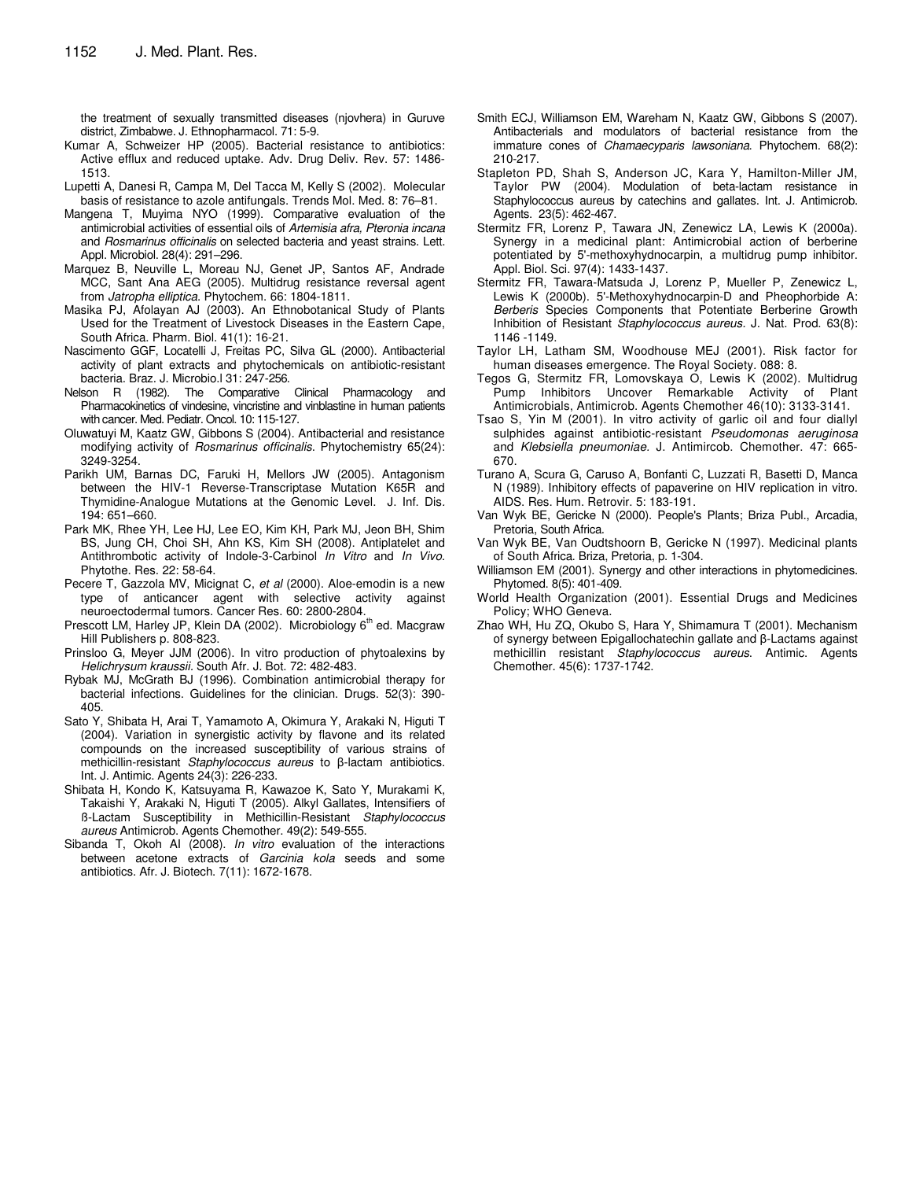the treatment of sexually transmitted diseases (njovhera) in Guruve district, Zimbabwe. J. Ethnopharmacol. 71: 5-9.

Kumar A, Schweizer HP (2005). Bacterial resistance to antibiotics: Active efflux and reduced uptake. Adv. Drug Deliv. Rev. 57: 1486-1513.

Lupetti A, Danesi R, Campa M, Del Tacca M, Kelly S (2002). Molecular basis of resistance to azole antifungals. Trends Mol. Med. 8: 76–81.

Mangena T, Muyima NYO (1999). Comparative evaluation of the antimicrobial activities of essential oils of *Artemisia afra, Pteronia incana* and *Rosmarinus officinalis* on selected bacteria and yeast strains. Lett. Appl. Microbiol. 28(4): 291–296.

Marquez B, Neuville L, Moreau NJ, Genet JP, Santos AF, Andrade MCC, Sant Ana AEG (2005). Multidrug resistance reversal agent from *Jatropha elliptica*. Phytochem. 66: 1804-1811.

Masika PJ, Afolayan AJ (2003). An Ethnobotanical Study of Plants Used for the Treatment of Livestock Diseases in the Eastern Cape, South Africa. Pharm. Biol. 41(1): 16-21.

Nascimento GGF, Locatelli J, Freitas PC, Silva GL (2000). Antibacterial activity of plant extracts and phytochemicals on antibiotic-resistant bacteria. Braz. J. Microbio.l 31: 247-256.

Nelson R (1982). The Comparative Clinical Pharmacology and Pharmacokinetics of vindesine, vincristine and vinblastine in human patients with cancer. Med. Pediatr. Oncol. 10: 115-127.

Oluwatuyi M, Kaatz GW, Gibbons S (2004). Antibacterial and resistance modifying activity of *Rosmarinus officinalis*. Phytochemistry 65(24): 3249-3254.

Parikh UM, Barnas DC, Faruki H, Mellors JW (2005). Antagonism between the HIV-1 Reverse-Transcriptase Mutation K65R and Thymidine-Analogue Mutations at the Genomic Level. J. Inf. Dis. 194: 651–660.

Park MK, Rhee YH, Lee HJ, Lee EO, Kim KH, Park MJ, Jeon BH, Shim BS, Jung CH, Choi SH, Ahn KS, Kim SH (2008). Antiplatelet and Antithrombotic activity of Indole-3-Carbinol *In Vitro* and *In Vivo*. Phytothe. Res. 22: 58-64.

Pecere T, Gazzola MV, Micignat C, *et al* (2000). Aloe-emodin is a new type of anticancer agent with selective activity against neuroectodermal tumors. Cancer Res. 60: 2800-2804.

Prescott LM, Harley JP, Klein DA (2002). Microbiology 6th ed. Macgraw Hill Publishers p. 808-823.

Prinsloo G, Meyer JJM (2006). In vitro production of phytoalexins by *Helichrysum kraussii*. South Afr. J. Bot. 72: 482-483.

Rybak MJ, McGrath BJ (1996). Combination antimicrobial therapy for bacterial infections. Guidelines for the clinician. Drugs. 52(3): 390-405.

Sato Y, Shibata H, Arai T, Yamamoto A, Okimura Y, Arakaki N, Higuti T (2004). Variation in synergistic activity by flavone and its related compounds on the increased susceptibility of various strains of methicillin-resistant *Staphylococcus aureus* to β-lactam antibiotics. Int. J. Antimic. Agents 24(3): 226-233.

Shibata H, Kondo K, Katsuyama R, Kawazoe K, Sato Y, Murakami K, Takaishi Y, Arakaki N, Higuti T (2005). Alkyl Gallates, Intensifiers of ß-Lactam Susceptibility in Methicillin-Resistant *Staphylococcus aureus* Antimicrob. Agents Chemother. 49(2): 549-555.

Sibanda T, Okoh AI (2008). *In vitro* evaluation of the interactions between acetone extracts of *Garcinia kola* seeds and some antibiotics. Afr. J. Biotech. 7(11): 1672-1678.

Smith ECJ, Williamson EM, Wareham N, Kaatz GW, Gibbons S (2007). Antibacterials and modulators of bacterial resistance from the immature cones of *Chamaecyparis lawsoniana*. Phytochem. 68(2): 210-217.

Stapleton PD, Shah S, Anderson JC, Kara Y, Hamilton-Miller JM, Taylor PW (2004). Modulation of beta-lactam resistance in Staphylococcus aureus by catechins and gallates. Int. J. Antimicrob. Agents. 23(5): 462-467.

Stermitz FR, Lorenz P, Tawara JN, Zenewicz LA, Lewis K (2000a). Synergy in a medicinal plant: Antimicrobial action of berberine potentiated by 5'-methoxyhydnocarpin, a multidrug pump inhibitor. Appl. Biol. Sci. 97(4): 1433-1437.

Stermitz FR, Tawara-Matsuda J, Lorenz P, Mueller P, Zenewicz L, Lewis K (2000b). 5'-Methoxyhydnocarpin-D and Pheophorbide A: *Berberis* Species Components that Potentiate Berberine Growth Inhibition of Resistant *Staphylococcus aureus*. J. Nat. Prod. 63(8): 1146 -1149.

Taylor LH, Latham SM, Woodhouse MEJ (2001). Risk factor for human diseases emergence. The Royal Society. 088: 8.

Tegos G, Stermitz FR, Lomovskaya O, Lewis K (2002). Multidrug Pump Inhibitors Uncover Remarkable Activity of Plant Antimicrobials, Antimicrob. Agents Chemother 46(10): 3133-3141.

Tsao S, Yin M (2001). In vitro activity of garlic oil and four diallyl sulphides against antibiotic-resistant *Pseudomonas aeruginosa* and *Klebsiella pneumoniae*. J. Antimircob. Chemother. 47: 665-670.

Turano A, Scura G, Caruso A, Bonfanti C, Luzzati R, Basetti D, Manca N (1989). Inhibitory effects of papaverine on HIV replication in vitro. AIDS. Res. Hum. Retrovir. 5: 183-191.

Van Wyk BE, Gericke N (2000). People's Plants; Briza Publ., Arcadia, Pretoria, South Africa.

Van Wyk BE, Van Oudtshoorn B, Gericke N (1997). Medicinal plants of South Africa. Briza, Pretoria, p. 1-304.

Williamson EM (2001). Synergy and other interactions in phytomedicines. Phytomed. 8(5): 401-409.

World Health Organization (2001). Essential Drugs and Medicines Policy; WHO Geneva.

Zhao WH, Hu ZQ, Okubo S, Hara Y, Shimamura T (2001). Mechanism of synergy between Epigallochatechin gallate and β-Lactams against methicillin resistant *Staphylococcus aureus*. Antimic. Agents Chemother. 45(6): 1737-1742.